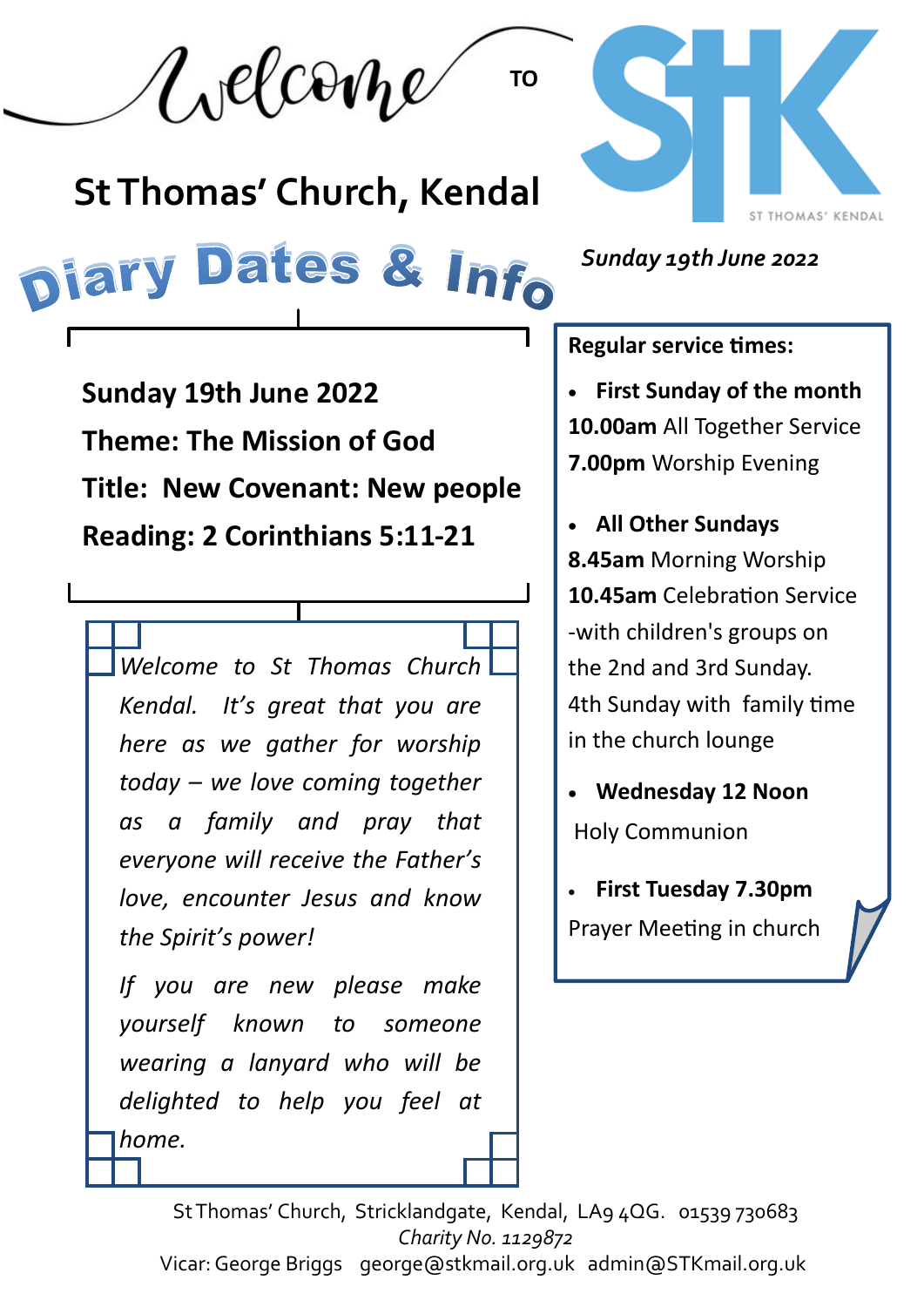Welcome TO

STK

ST THOMAS' KENDAL

# St Thomas' Church, Kendal

## Diary Dates & Info

*Sunday 19th June 2022*

**Sunday 19th June 2022**

**Theme: The Mission of God**

**Title: New Covenant: New people**

**Reading: 2 Corinthians 5:11-21**

*Welcome to St Thomas Church Kendal. It's great that you are here as we gather for worship today – we love coming together as a family and pray that everyone will receive the Father's love, encounter Jesus and know the Spirit's power!*

*If you are new please make yourself known to someone wearing a lanyard who will be delighted to help you feel at home.*

**Regular service times:**

- **First Sunday of the month**
  **10.00am** All Together Service
  **7.00pm** Worship Evening

- **All Other Sundays**
  **8.45am** Morning Worship
  **10.45am** Celebration Service -with children's groups on the 2nd and 3rd Sunday. 4th Sunday with family time in the church lounge

- **Wednesday 12 Noon**
  Holy Communion

- **First Tuesday 7.30pm**
  Prayer Meeting in church

St Thomas' Church, Stricklandgate, Kendal, LA9 4QG. 01539 730683
*Charity No. 1129872*
Vicar: George Briggs george@stkmail.org.uk admin@STKmail.org.uk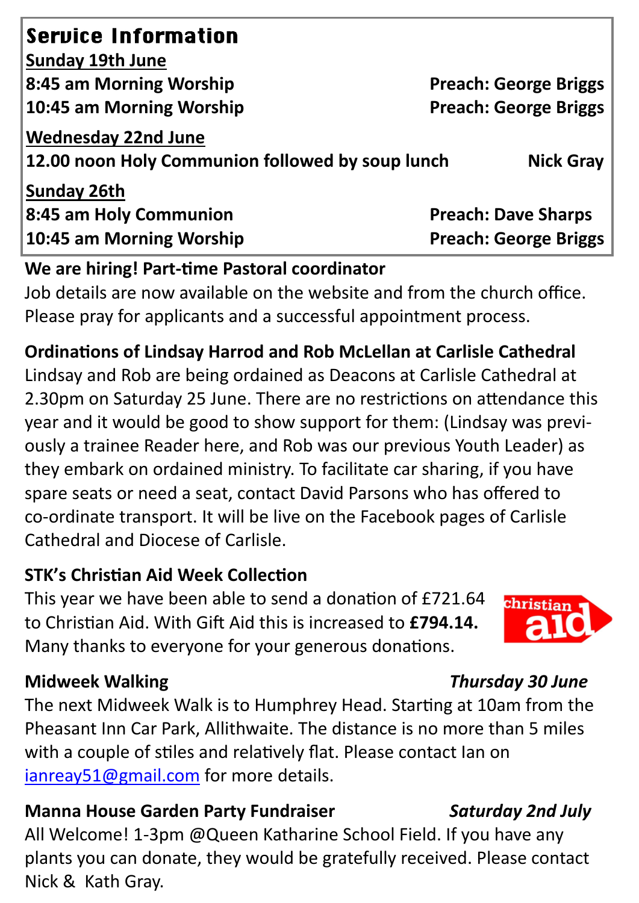## Service Information

**Sunday 19th June**

**8:45 am Morning Worship** — **Preach: George Briggs**

**10:45 am Morning Worship** — **Preach: George Briggs**

**Wednesday 22nd June**

**12.00 noon Holy Communion followed by soup lunch** — **Nick Gray**

**Sunday 26th**

**8:45 am Holy Communion** — **Preach: Dave Sharps**

**10:45 am Morning Worship** — **Preach: George Briggs**

**We are hiring! Part-time Pastoral coordinator**

Job details are now available on the website and from the church office. Please pray for applicants and a successful appointment process.

**Ordinations of Lindsay Harrod and Rob McLellan at Carlisle Cathedral**

Lindsay and Rob are being ordained as Deacons at Carlisle Cathedral at 2.30pm on Saturday 25 June. There are no restrictions on attendance this year and it would be good to show support for them: (Lindsay was previously a trainee Reader here, and Rob was our previous Youth Leader) as they embark on ordained ministry. To facilitate car sharing, if you have spare seats or need a seat, contact David Parsons who has offered to co-ordinate transport. It will be live on the Facebook pages of Carlisle Cathedral and Diocese of Carlisle.

**STK's Christian Aid Week Collection**

This year we have been able to send a donation of £721.64 to Christian Aid. With Gift Aid this is increased to **£794.14.** Many thanks to everyone for your generous donations.

**Midweek Walking** — ***Thursday 30 June***

The next Midweek Walk is to Humphrey Head. Starting at 10am from the Pheasant Inn Car Park, Allithwaite. The distance is no more than 5 miles with a couple of stiles and relatively flat. Please contact Ian on ianreay51@gmail.com for more details.

**Manna House Garden Party Fundraiser** — ***Saturday 2nd July***

All Welcome! 1-3pm @Queen Katharine School Field. If you have any plants you can donate, they would be gratefully received. Please contact Nick & Kath Gray.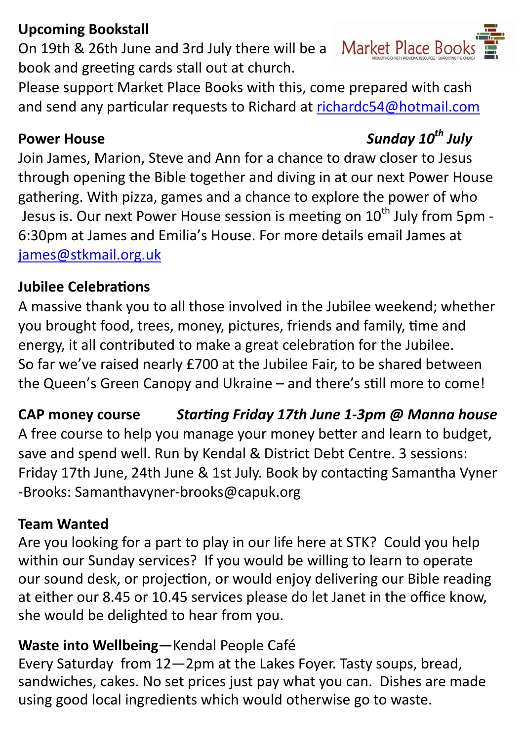**Upcoming Bookstall**

On 19th & 26th June and 3rd July there will be a book and greeting cards stall out at church.

Please support Market Place Books with this, come prepared with cash and send any particular requests to Richard at richardc54@hotmail.com

**Power House** *Sunday 10th July*

Join James, Marion, Steve and Ann for a chance to draw closer to Jesus through opening the Bible together and diving in at our next Power House gathering. With pizza, games and a chance to explore the power of who Jesus is. Our next Power House session is meeting on 10th July from 5pm - 6:30pm at James and Emilia's House. For more details email James at james@stkmail.org.uk

**Jubilee Celebrations**

A massive thank you to all those involved in the Jubilee weekend; whether you brought food, trees, money, pictures, friends and family, time and energy, it all contributed to make a great celebration for the Jubilee. So far we've raised nearly £700 at the Jubilee Fair, to be shared between the Queen's Green Canopy and Ukraine – and there's still more to come!

**CAP money course** ***Starting Friday 17th June 1-3pm @ Manna house***

A free course to help you manage your money better and learn to budget, save and spend well. Run by Kendal & District Debt Centre. 3 sessions: Friday 17th June, 24th June & 1st July. Book by contacting Samantha Vyner-Brooks: Samanthavyner-brooks@capuk.org

**Team Wanted**

Are you looking for a part to play in our life here at STK? Could you help within our Sunday services? If you would be willing to learn to operate our sound desk, or projection, or would enjoy delivering our Bible reading at either our 8.45 or 10.45 services please do let Janet in the office know, she would be delighted to hear from you.

**Waste into Wellbeing**—Kendal People Café

Every Saturday from 12—2pm at the Lakes Foyer. Tasty soups, bread, sandwiches, cakes. No set prices just pay what you can. Dishes are made using good local ingredients which would otherwise go to waste.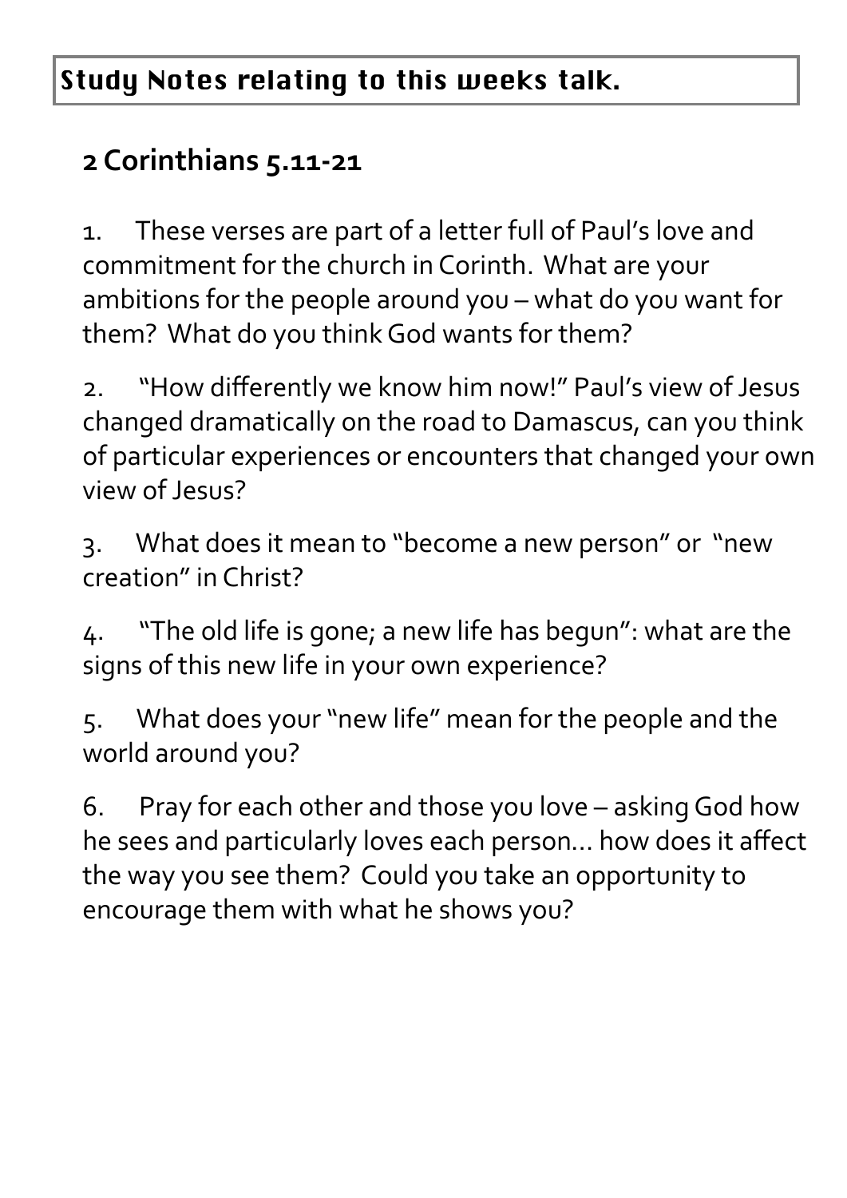## Study Notes relating to this weeks talk.

## 2 Corinthians 5.11-21

1. These verses are part of a letter full of Paul's love and commitment for the church in Corinth. What are your ambitions for the people around you – what do you want for them? What do you think God wants for them?

2. "How differently we know him now!" Paul's view of Jesus changed dramatically on the road to Damascus, can you think of particular experiences or encounters that changed your own view of Jesus?

3. What does it mean to "become a new person" or "new creation" in Christ?

4. "The old life is gone; a new life has begun": what are the signs of this new life in your own experience?

5. What does your "new life" mean for the people and the world around you?

6. Pray for each other and those you love – asking God how he sees and particularly loves each person... how does it affect the way you see them? Could you take an opportunity to encourage them with what he shows you?